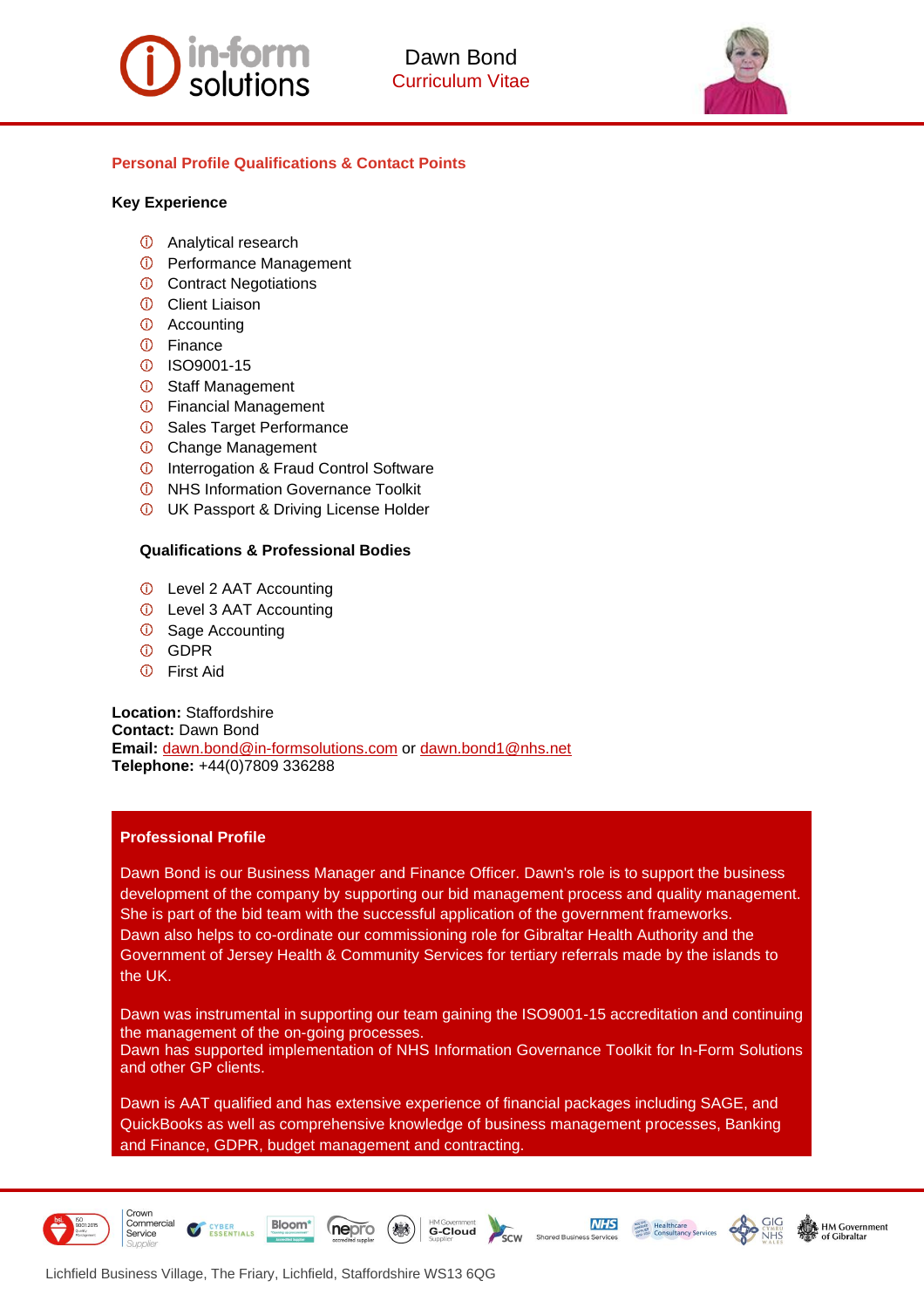# Dawn Bond

Curriculum Vitae

## Personal Profile Qualifications & Contact Points

### Key Experience

- Analytical research
- Performance Management
- Contract Negotiations
- Client Liaison
- Accounting
- Finance
- ISO9001-15
- Staff Management
- Financial Management
- Sales Target Performance
- Change Management
- Interrogation & Fraud Control Software
- NHS Information Governance Toolkit
- UK Passport & Driving License Holder

### Qualifications & Professional Bodies

- Level 2 AAT Accounting
- Level 3 AAT Accounting
- Sage Accounting
- GDPR
- First Aid

**Location:** Staffordshire
**Contact:** Dawn Bond
**Email:** dawn.bond@in-formsolutions.com or dawn.bond1@nhs.net
**Telephone:** +44(0)7809 336288

### Professional Profile

Dawn Bond is our Business Manager and Finance Officer. Dawn's role is to support the business development of the company by supporting our bid management process and quality management. She is part of the bid team with the successful application of the government frameworks. Dawn also helps to co-ordinate our commissioning role for Gibraltar Health Authority and the Government of Jersey Health & Community Services for tertiary referrals made by the islands to the UK.

Dawn was instrumental in supporting our team gaining the ISO9001-15 accreditation and continuing the management of the on-going processes.
Dawn has supported implementation of NHS Information Governance Toolkit for In-Form Solutions and other GP clients.

Dawn is AAT qualified and has extensive experience of financial packages including SAGE, and QuickBooks as well as comprehensive knowledge of business management processes, Banking and Finance, GDPR, budget management and contracting.

Lichfield Business Village, The Friary, Lichfield, Staffordshire WS13 6QG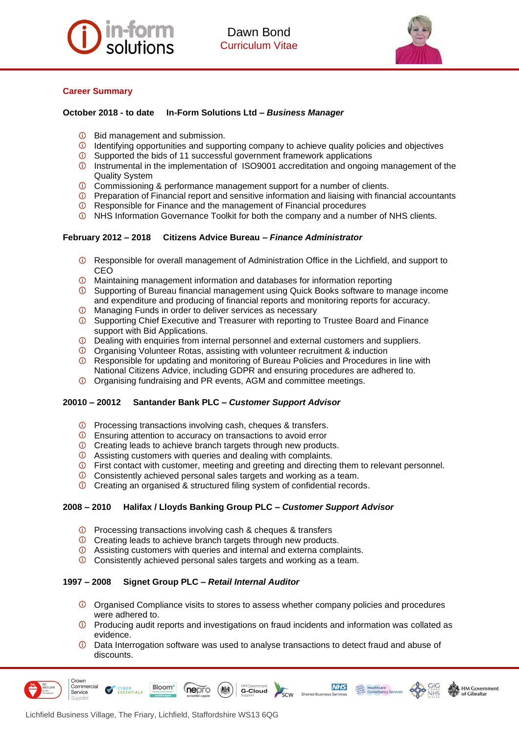## Career Summary

**October 2018 - to date In-Form Solutions Ltd – *Business Manager***

- Bid management and submission.
- Identifying opportunities and supporting company to achieve quality policies and objectives
- Supported the bids of 11 successful government framework applications
- Instrumental in the implementation of ISO9001 accreditation and ongoing management of the Quality System
- Commissioning & performance management support for a number of clients.
- Preparation of Financial report and sensitive information and liaising with financial accountants
- Responsible for Finance and the management of Financial procedures
- NHS Information Governance Toolkit for both the company and a number of NHS clients.

**February 2012 – 2018 Citizens Advice Bureau – *Finance Administrator***

- Responsible for overall management of Administration Office in the Lichfield, and support to CEO
- Maintaining management information and databases for information reporting
- Supporting of Bureau financial management using Quick Books software to manage income and expenditure and producing of financial reports and monitoring reports for accuracy.
- Managing Funds in order to deliver services as necessary
- Supporting Chief Executive and Treasurer with reporting to Trustee Board and Finance support with Bid Applications.
- Dealing with enquiries from internal personnel and external customers and suppliers.
- Organising Volunteer Rotas, assisting with volunteer recruitment & induction
- Responsible for updating and monitoring of Bureau Policies and Procedures in line with National Citizens Advice, including GDPR and ensuring procedures are adhered to.
- Organising fundraising and PR events, AGM and committee meetings.

**20010 – 20012 Santander Bank PLC – *Customer Support Advisor***

- Processing transactions involving cash, cheques & transfers.
- Ensuring attention to accuracy on transactions to avoid error
- Creating leads to achieve branch targets through new products.
- Assisting customers with queries and dealing with complaints.
- First contact with customer, meeting and greeting and directing them to relevant personnel.
- Consistently achieved personal sales targets and working as a team.
- Creating an organised & structured filing system of confidential records.

**2008 – 2010 Halifax / Lloyds Banking Group PLC – *Customer Support Advisor***

- Processing transactions involving cash & cheques & transfers
- Creating leads to achieve branch targets through new products.
- Assisting customers with queries and internal and externa complaints.
- Consistently achieved personal sales targets and working as a team.

**1997 – 2008 Signet Group PLC – *Retail Internal Auditor***

- Organised Compliance visits to stores to assess whether company policies and procedures were adhered to.
- Producing audit reports and investigations on fraud incidents and information was collated as evidence.
- Data Interrogation software was used to analyse transactions to detect fraud and abuse of discounts.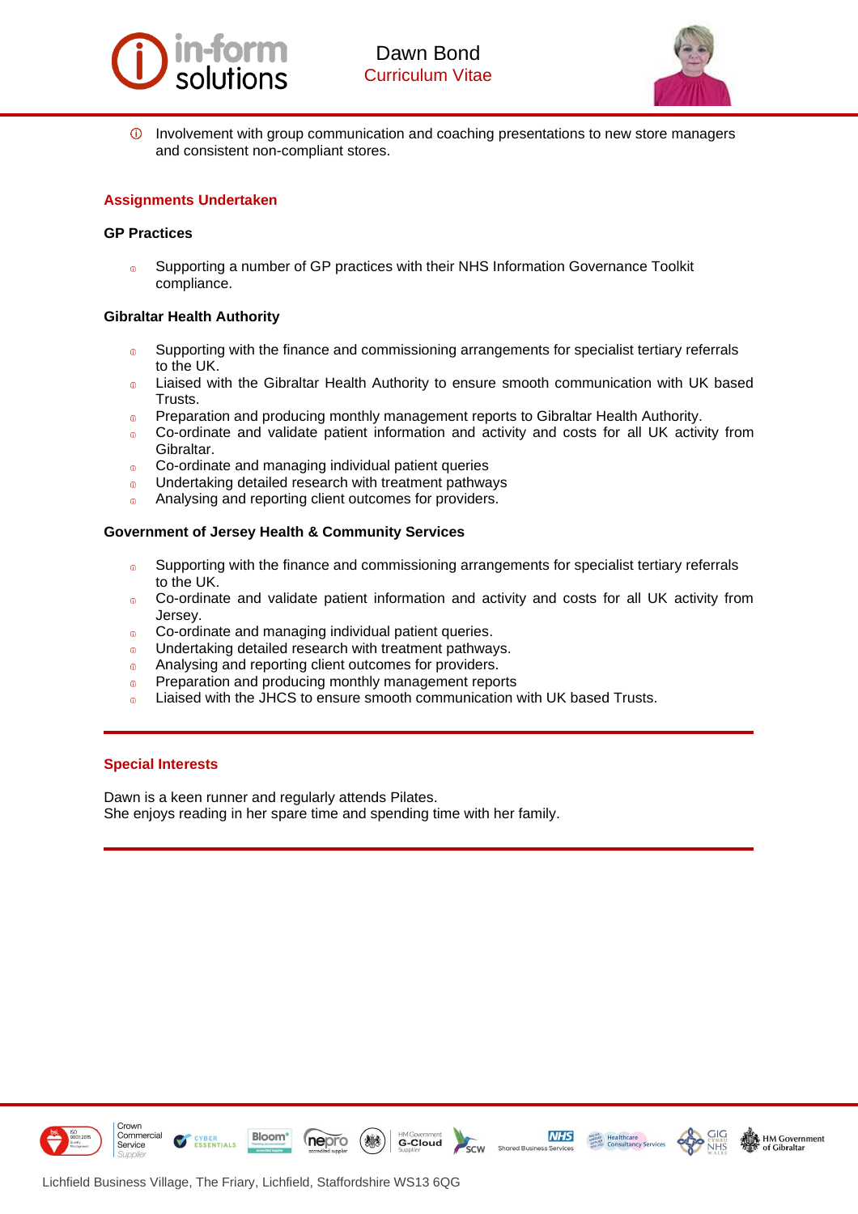- Involvement with group communication and coaching presentations to new store managers and consistent non-compliant stores.

## Assignments Undertaken

### GP Practices

- Supporting a number of GP practices with their NHS Information Governance Toolkit compliance.

### Gibraltar Health Authority

- Supporting with the finance and commissioning arrangements for specialist tertiary referrals to the UK.
- Liaised with the Gibraltar Health Authority to ensure smooth communication with UK based Trusts.
- Preparation and producing monthly management reports to Gibraltar Health Authority.
- Co-ordinate and validate patient information and activity and costs for all UK activity from Gibraltar.
- Co-ordinate and managing individual patient queries
- Undertaking detailed research with treatment pathways
- Analysing and reporting client outcomes for providers.

### Government of Jersey Health & Community Services

- Supporting with the finance and commissioning arrangements for specialist tertiary referrals to the UK.
- Co-ordinate and validate patient information and activity and costs for all UK activity from Jersey.
- Co-ordinate and managing individual patient queries.
- Undertaking detailed research with treatment pathways.
- Analysing and reporting client outcomes for providers.
- Preparation and producing monthly management reports
- Liaised with the JHCS to ensure smooth communication with UK based Trusts.

## Special Interests

Dawn is a keen runner and regularly attends Pilates.
She enjoys reading in her spare time and spending time with her family.